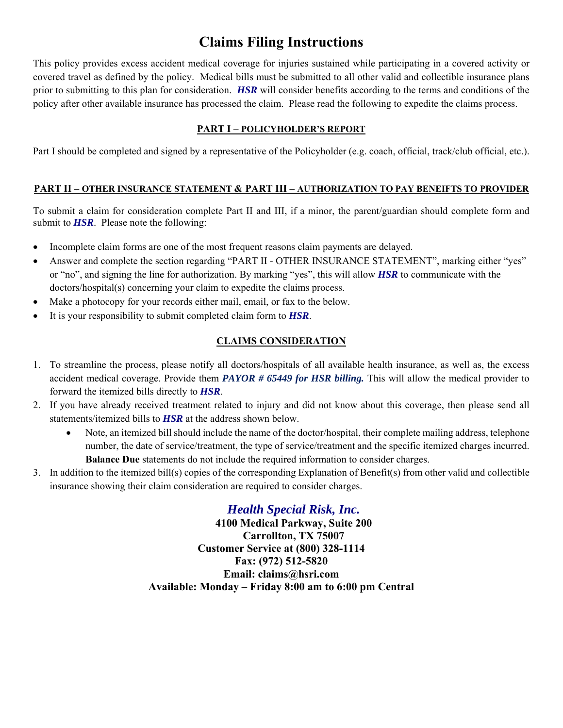# Claims Filing Instructions

This policy provides excess accident medical coverage for injuries sustained while participating in a covered activity or covered travel as defined by the policy. Medical bills must be submitted to all other valid and collectible insurance plans prior to submitting to this plan for consideration. ***HSR*** will consider benefits according to the terms and conditions of the policy after other available insurance has processed the claim. Please read the following to expedite the claims process.

## PART I – POLICYHOLDER'S REPORT

Part I should be completed and signed by a representative of the Policyholder (e.g. coach, official, track/club official, etc.).

## PART II – OTHER INSURANCE STATEMENT & PART III – AUTHORIZATION TO PAY BENEIFTS TO PROVIDER

To submit a claim for consideration complete Part II and III, if a minor, the parent/guardian should complete form and submit to ***HSR***. Please note the following:

- Incomplete claim forms are one of the most frequent reasons claim payments are delayed.
- Answer and complete the section regarding "PART II - OTHER INSURANCE STATEMENT", marking either "yes" or "no", and signing the line for authorization. By marking "yes", this will allow ***HSR*** to communicate with the doctors/hospital(s) concerning your claim to expedite the claims process.
- Make a photocopy for your records either mail, email, or fax to the below.
- It is your responsibility to submit completed claim form to ***HSR***.

## CLAIMS CONSIDERATION

1. To streamline the process, please notify all doctors/hospitals of all available health insurance, as well as, the excess accident medical coverage. Provide them ***PAYOR # 65449 for HSR billing.*** This will allow the medical provider to forward the itemized bills directly to ***HSR***.
2. If you have already received treatment related to injury and did not know about this coverage, then please send all statements/itemized bills to ***HSR*** at the address shown below.
   - Note, an itemized bill should include the name of the doctor/hospital, their complete mailing address, telephone number, the date of service/treatment, the type of service/treatment and the specific itemized charges incurred. **Balance Due** statements do not include the required information to consider charges.
3. In addition to the itemized bill(s) copies of the corresponding Explanation of Benefit(s) from other valid and collectible insurance showing their claim consideration are required to consider charges.

***Health Special Risk, Inc.***
**4100 Medical Parkway, Suite 200**
**Carrollton, TX 75007**
**Customer Service at (800) 328-1114**
**Fax: (972) 512-5820**
**Email: claims@hsri.com**
**Available: Monday – Friday 8:00 am to 6:00 pm Central**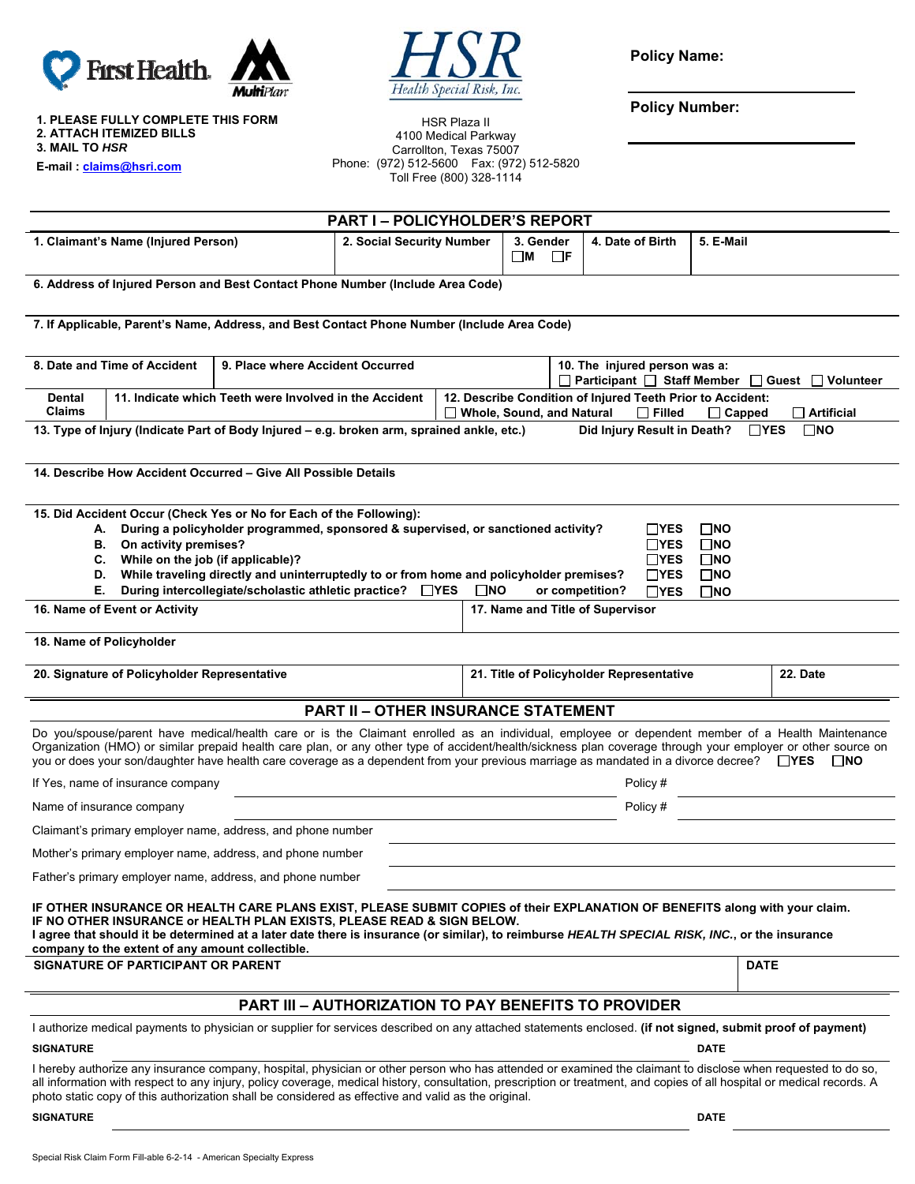First Health MultiPlan

HSR *Health Special Risk, Inc.*

HSR Plaza II
4100 Medical Parkway
Carrollton, Texas 75007
Phone: (972) 512-5600 Fax: (972) 512-5820
Toll Free (800) 328-1114

**Policy Name:**

**Policy Number:**

**1. PLEASE FULLY COMPLETE THIS FORM**
**2. ATTACH ITEMIZED BILLS**
**3. MAIL TO *HSR***
**E-mail : claims@hsri.com**

## PART I – POLICYHOLDER'S REPORT

| 1. Claimant's Name (Injured Person) | 2. Social Security Number | 3. Gender ☐M ☐F | 4. Date of Birth | 5. E-Mail |
|---|---|---|---|---|

**6. Address of Injured Person and Best Contact Phone Number (Include Area Code)**

**7. If Applicable, Parent's Name, Address, and Best Contact Phone Number (Include Area Code)**

| 8. Date and Time of Accident | 9. Place where Accident Occurred | 10. The injured person was a: ☐ Participant ☐ Staff Member ☐ Guest ☐ Volunteer |
|---|---|---|

| Dental Claims | 11. Indicate which Teeth were Involved in the Accident | 12. Describe Condition of Injured Teeth Prior to Accident: ☐ Whole, Sound, and Natural ☐ Filled ☐ Capped ☐ Artificial |
|---|---|---|

**13. Type of Injury (Indicate Part of Body Injured – e.g. broken arm, sprained ankle, etc.)** **Did Injury Result in Death?** ☐YES ☐NO

**14. Describe How Accident Occurred – Give All Possible Details**

**15. Did Accident Occur (Check Yes or No for Each of the Following):**

- **A. During a policyholder programmed, sponsored & supervised, or sanctioned activity?** ☐YES ☐NO
- **B. On activity premises?** ☐YES ☐NO
- **C. While on the job (if applicable)?** ☐YES ☐NO
- **D. While traveling directly and uninterruptedly to or from home and policyholder premises?** ☐YES ☐NO
- **E. During intercollegiate/scholastic athletic practice?** ☐YES ☐NO **or competition?** ☐YES ☐NO

| 16. Name of Event or Activity | 17. Name and Title of Supervisor |
|---|---|

**18. Name of Policyholder**

| 20. Signature of Policyholder Representative | 21. Title of Policyholder Representative | 22. Date |
|---|---|---|

## PART II – OTHER INSURANCE STATEMENT

Do you/spouse/parent have medical/health care or is the Claimant enrolled as an individual, employee or dependent member of a Health Maintenance Organization (HMO) or similar prepaid health care plan, or any other type of accident/health/sickness plan coverage through your employer or other source on you or does your son/daughter have health care coverage as a dependent from your previous marriage as mandated in a divorce decree? ☐YES ☐NO

If Yes, name of insurance company ____________________ Policy # ____________

Name of insurance company ____________________ Policy # ____________

Claimant's primary employer name, address, and phone number ____________________

Mother's primary employer name, address, and phone number ____________________

Father's primary employer name, address, and phone number ____________________

**IF OTHER INSURANCE OR HEALTH CARE PLANS EXIST, PLEASE SUBMIT COPIES of their EXPLANATION OF BENEFITS along with your claim.**
**IF NO OTHER INSURANCE or HEALTH PLAN EXISTS, PLEASE READ & SIGN BELOW.**
**I agree that should it be determined at a later date there is insurance (or similar), to reimburse *HEALTH SPECIAL RISK, INC.*, or the insurance company to the extent of any amount collectible.**

| SIGNATURE OF PARTICIPANT OR PARENT | DATE |
|---|---|

## PART III – AUTHORIZATION TO PAY BENEFITS TO PROVIDER

I authorize medical payments to physician or supplier for services described on any attached statements enclosed. **(if not signed, submit proof of payment)**

**SIGNATURE** ____________________ **DATE** ____________

I hereby authorize any insurance company, hospital, physician or other person who has attended or examined the claimant to disclose when requested to do so, all information with respect to any injury, policy coverage, medical history, consultation, prescription or treatment, and copies of all hospital or medical records. A photo static copy of this authorization shall be considered as effective and valid as the original.

**SIGNATURE** ____________________ **DATE** ____________

Special Risk Claim Form Fill-able 6-2-14 - American Specialty Express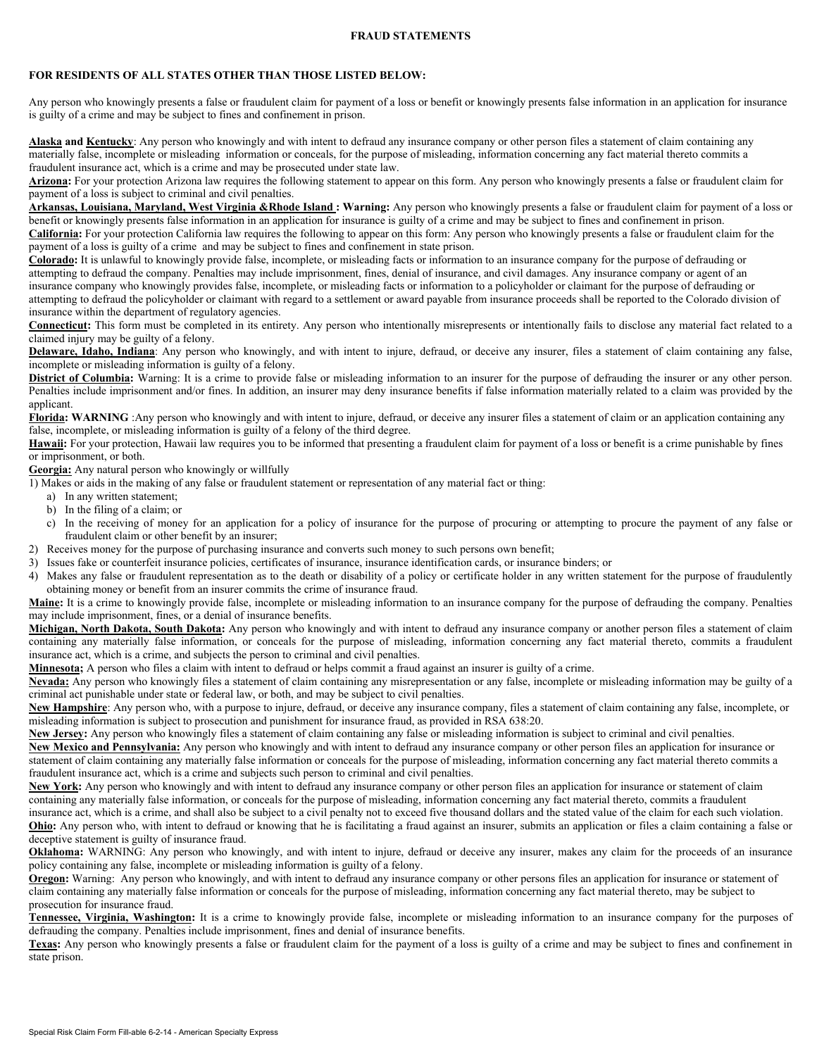## FRAUD STATEMENTS

**FOR RESIDENTS OF ALL STATES OTHER THAN THOSE LISTED BELOW:**

Any person who knowingly presents a false or fraudulent claim for payment of a loss or benefit or knowingly presents false information in an application for insurance is guilty of a crime and may be subject to fines and confinement in prison.

**Alaska and Kentucky**: Any person who knowingly and with intent to defraud any insurance company or other person files a statement of claim containing any materially false, incomplete or misleading information or conceals, for the purpose of misleading, information concerning any fact material thereto commits a fraudulent insurance act, which is a crime and may be prosecuted under state law.

**Arizona:** For your protection Arizona law requires the following statement to appear on this form. Any person who knowingly presents a false or fraudulent claim for payment of a loss is subject to criminal and civil penalties.

**Arkansas, Louisiana, Maryland, West Virginia &Rhode Island : Warning:** Any person who knowingly presents a false or fraudulent claim for payment of a loss or benefit or knowingly presents false information in an application for insurance is guilty of a crime and may be subject to fines and confinement in prison.

**California:** For your protection California law requires the following to appear on this form: Any person who knowingly presents a false or fraudulent claim for the payment of a loss is guilty of a crime and may be subject to fines and confinement in state prison.

**Colorado:** It is unlawful to knowingly provide false, incomplete, or misleading facts or information to an insurance company for the purpose of defrauding or attempting to defraud the company. Penalties may include imprisonment, fines, denial of insurance, and civil damages. Any insurance company or agent of an insurance company who knowingly provides false, incomplete, or misleading facts or information to a policyholder or claimant for the purpose of defrauding or attempting to defraud the policyholder or claimant with regard to a settlement or award payable from insurance proceeds shall be reported to the Colorado division of insurance within the department of regulatory agencies.

**Connecticut:** This form must be completed in its entirety. Any person who intentionally misrepresents or intentionally fails to disclose any material fact related to a claimed injury may be guilty of a felony.

**Delaware, Idaho, Indiana**: Any person who knowingly, and with intent to injure, defraud, or deceive any insurer, files a statement of claim containing any false, incomplete or misleading information is guilty of a felony.

**District of Columbia:** Warning: It is a crime to provide false or misleading information to an insurer for the purpose of defrauding the insurer or any other person. Penalties include imprisonment and/or fines. In addition, an insurer may deny insurance benefits if false information materially related to a claim was provided by the applicant.

**Florida: WARNING** :Any person who knowingly and with intent to injure, defraud, or deceive any insurer files a statement of claim or an application containing any false, incomplete, or misleading information is guilty of a felony of the third degree.

**Hawaii:** For your protection, Hawaii law requires you to be informed that presenting a fraudulent claim for payment of a loss or benefit is a crime punishable by fines or imprisonment, or both.

**Georgia:** Any natural person who knowingly or willfully

1) Makes or aids in the making of any false or fraudulent statement or representation of any material fact or thing:
   a) In any written statement;
   b) In the filing of a claim; or
   c) In the receiving of money for an application for a policy of insurance for the purpose of procuring or attempting to procure the payment of any false or fraudulent claim or other benefit by an insurer;
2) Receives money for the purpose of purchasing insurance and converts such money to such persons own benefit;
3) Issues fake or counterfeit insurance policies, certificates of insurance, insurance identification cards, or insurance binders; or
4) Makes any false or fraudulent representation as to the death or disability of a policy or certificate holder in any written statement for the purpose of fraudulently obtaining money or benefit from an insurer commits the crime of insurance fraud.

**Maine:** It is a crime to knowingly provide false, incomplete or misleading information to an insurance company for the purpose of defrauding the company. Penalties may include imprisonment, fines, or a denial of insurance benefits.

**Michigan, North Dakota, South Dakota:** Any person who knowingly and with intent to defraud any insurance company or another person files a statement of claim containing any materially false information, or conceals for the purpose of misleading, information concerning any fact material thereto, commits a fraudulent insurance act, which is a crime, and subjects the person to criminal and civil penalties.

**Minnesota;** A person who files a claim with intent to defraud or helps commit a fraud against an insurer is guilty of a crime.

**Nevada:** Any person who knowingly files a statement of claim containing any misrepresentation or any false, incomplete or misleading information may be guilty of a criminal act punishable under state or federal law, or both, and may be subject to civil penalties.

**New Hampshire**: Any person who, with a purpose to injure, defraud, or deceive any insurance company, files a statement of claim containing any false, incomplete, or misleading information is subject to prosecution and punishment for insurance fraud, as provided in RSA 638:20.

**New Jersey:** Any person who knowingly files a statement of claim containing any false or misleading information is subject to criminal and civil penalties.

**New Mexico and Pennsylvania:** Any person who knowingly and with intent to defraud any insurance company or other person files an application for insurance or statement of claim containing any materially false information or conceals for the purpose of misleading, information concerning any fact material thereto commits a fraudulent insurance act, which is a crime and subjects such person to criminal and civil penalties.

**New York:** Any person who knowingly and with intent to defraud any insurance company or other person files an application for insurance or statement of claim containing any materially false information, or conceals for the purpose of misleading, information concerning any fact material thereto, commits a fraudulent insurance act, which is a crime, and shall also be subject to a civil penalty not to exceed five thousand dollars and the stated value of the claim for each such violation.

**Ohio:** Any person who, with intent to defraud or knowing that he is facilitating a fraud against an insurer, submits an application or files a claim containing a false or deceptive statement is guilty of insurance fraud.

**Oklahoma:** WARNING: Any person who knowingly, and with intent to injure, defraud or deceive any insurer, makes any claim for the proceeds of an insurance policy containing any false, incomplete or misleading information is guilty of a felony.

**Oregon:** Warning: Any person who knowingly, and with intent to defraud any insurance company or other persons files an application for insurance or statement of claim containing any materially false information or conceals for the purpose of misleading, information concerning any fact material thereto, may be subject to prosecution for insurance fraud.

**Tennessee, Virginia, Washington:** It is a crime to knowingly provide false, incomplete or misleading information to an insurance company for the purposes of defrauding the company. Penalties include imprisonment, fines and denial of insurance benefits.

**Texas:** Any person who knowingly presents a false or fraudulent claim for the payment of a loss is guilty of a crime and may be subject to fines and confinement in state prison.

Special Risk Claim Form Fill-able 6-2-14 - American Specialty Express